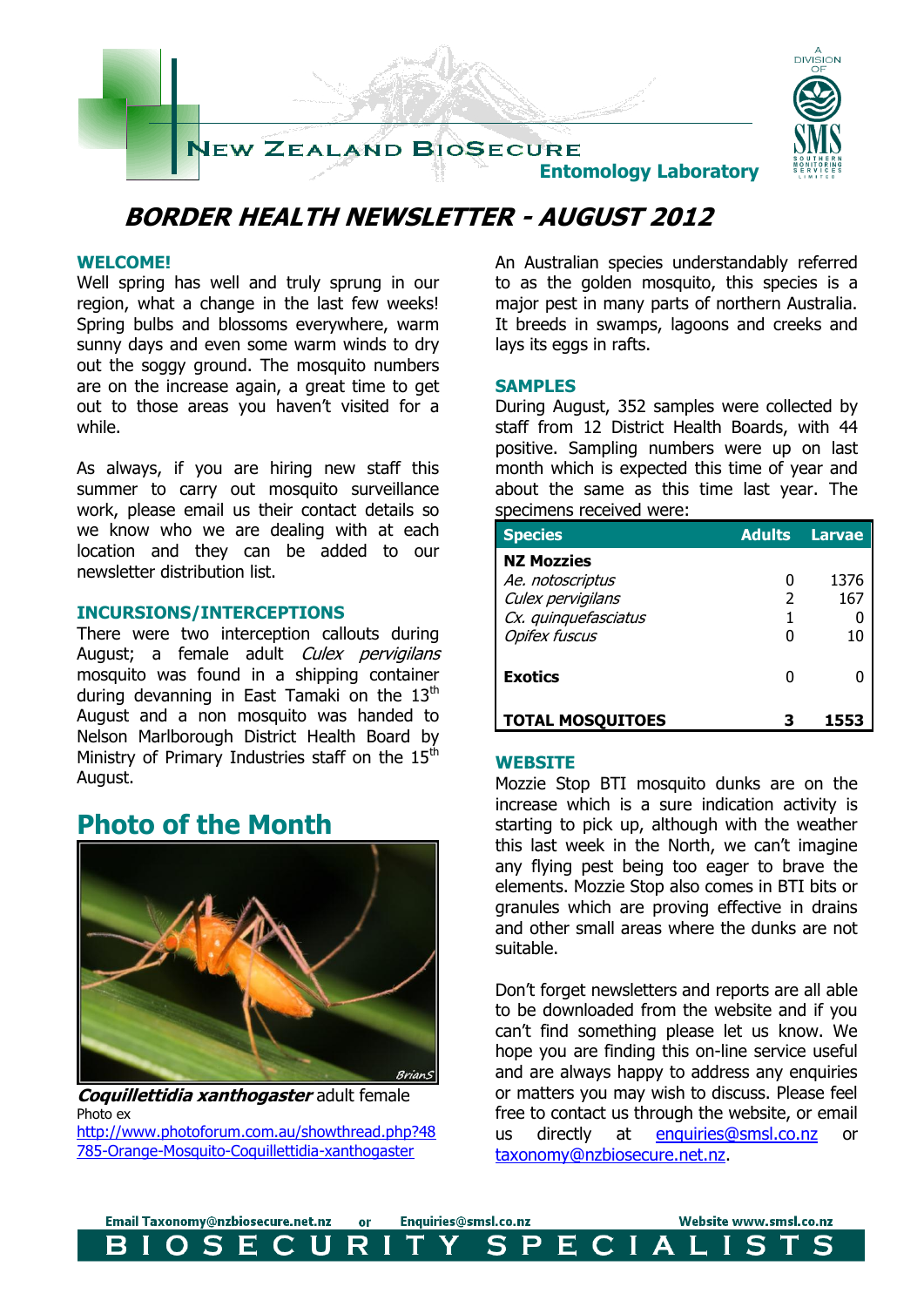NEW ZEALAND BIOSECURE

Entomology Laboratory

A DIVISION OF SMS SOUTHERN MONITORING SERVICES LIMITED

# BORDER HEALTH NEWSLETTER - AUGUST 2012

## WELCOME!

Well spring has well and truly sprung in our region, what a change in the last few weeks! Spring bulbs and blossoms everywhere, warm sunny days and even some warm winds to dry out the soggy ground. The mosquito numbers are on the increase again, a great time to get out to those areas you haven't visited for a while.

As always, if you are hiring new staff this summer to carry out mosquito surveillance work, please email us their contact details so we know who we are dealing with at each location and they can be added to our newsletter distribution list.

## INCURSIONS/INTERCEPTIONS

There were two interception callouts during August; a female adult *Culex pervigilans* mosquito was found in a shipping container during devanning in East Tamaki on the 13th August and a non mosquito was handed to Nelson Marlborough District Health Board by Ministry of Primary Industries staff on the 15th August.

## Photo of the Month

***Coquillettidia xanthogaster*** adult female

Photo ex http://www.photoforum.com.au/showthread.php?48785-Orange-Mosquito-Coquillettidia-xanthogaster

An Australian species understandably referred to as the golden mosquito, this species is a major pest in many parts of northern Australia. It breeds in swamps, lagoons and creeks and lays its eggs in rafts.

## SAMPLES

During August, 352 samples were collected by staff from 12 District Health Boards, with 44 positive. Sampling numbers were up on last month which is expected this time of year and about the same as this time last year. The specimens received were:

| Species | Adults | Larvae |
|---|---|---|
| **NZ Mozzies** | | |
| *Ae. notoscriptus* | 0 | 1376 |
| *Culex pervigilans* | 2 | 167 |
| *Cx. quinquefasciatus* | 1 | 0 |
| *Opifex fuscus* | 0 | 10 |
| **Exotics** | 0 | 0 |
| **TOTAL MOSQUITOES** | **3** | **1553** |

## WEBSITE

Mozzie Stop BTI mosquito dunks are on the increase which is a sure indication activity is starting to pick up, although with the weather this last week in the North, we can't imagine any flying pest being too eager to brave the elements. Mozzie Stop also comes in BTI bits or granules which are proving effective in drains and other small areas where the dunks are not suitable.

Don't forget newsletters and reports are all able to be downloaded from the website and if you can't find something please let us know. We hope you are finding this on-line service useful and are always happy to address any enquiries or matters you may wish to discuss. Please feel free to contact us through the website, or email us directly at enquiries@smsl.co.nz or taxonomy@nzbiosecure.net.nz.

Email Taxonomy@nzbiosecure.net.nz or Enquiries@smsl.co.nz Website www.smsl.co.nz

BIOSECURITY SPECIALISTS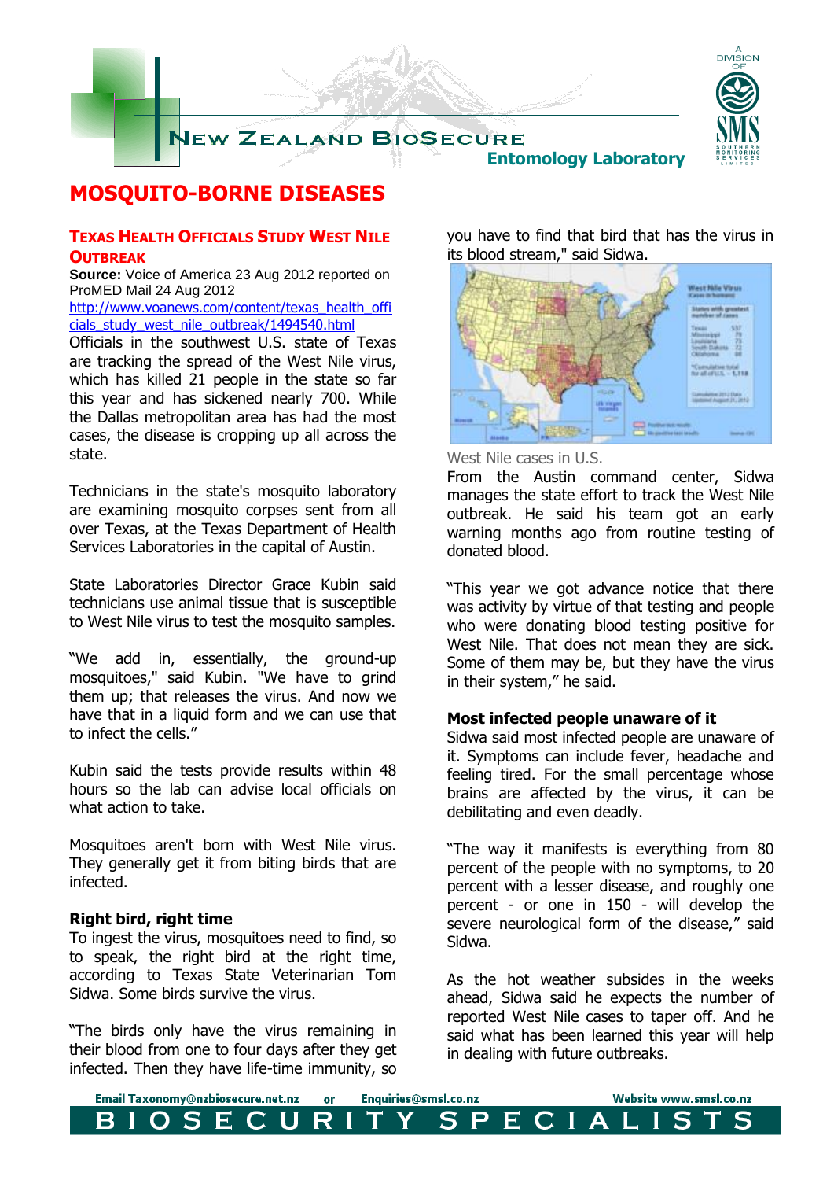# MOSQUITO-BORNE DISEASES

## TEXAS HEALTH OFFICIALS STUDY WEST NILE OUTBREAK

**Source:** Voice of America 23 Aug 2012 reported on ProMED Mail 24 Aug 2012
http://www.voanews.com/content/texas_health_officials_study_west_nile_outbreak/1494540.html

Officials in the southwest U.S. state of Texas are tracking the spread of the West Nile virus, which has killed 21 people in the state so far this year and has sickened nearly 700. While the Dallas metropolitan area has had the most cases, the disease is cropping up all across the state.

Technicians in the state's mosquito laboratory are examining mosquito corpses sent from all over Texas, at the Texas Department of Health Services Laboratories in the capital of Austin.

State Laboratories Director Grace Kubin said technicians use animal tissue that is susceptible to West Nile virus to test the mosquito samples.

"We add in, essentially, the ground-up mosquitoes," said Kubin. "We have to grind them up; that releases the virus. And now we have that in a liquid form and we can use that to infect the cells."

Kubin said the tests provide results within 48 hours so the lab can advise local officials on what action to take.

Mosquitoes aren't born with West Nile virus. They generally get it from biting birds that are infected.

### Right bird, right time

To ingest the virus, mosquitoes need to find, so to speak, the right bird at the right time, according to Texas State Veterinarian Tom Sidwa. Some birds survive the virus.

"The birds only have the virus remaining in their blood from one to four days after they get infected. Then they have life-time immunity, so you have to find that bird that has the virus in its blood stream," said Sidwa.

West Nile cases in U.S.

From the Austin command center, Sidwa manages the state effort to track the West Nile outbreak. He said his team got an early warning months ago from routine testing of donated blood.

"This year we got advance notice that there was activity by virtue of that testing and people who were donating blood testing positive for West Nile. That does not mean they are sick. Some of them may be, but they have the virus in their system," he said.

### Most infected people unaware of it

Sidwa said most infected people are unaware of it. Symptoms can include fever, headache and feeling tired. For the small percentage whose brains are affected by the virus, it can be debilitating and even deadly.

"The way it manifests is everything from 80 percent of the people with no symptoms, to 20 percent with a lesser disease, and roughly one percent - or one in 150 - will develop the severe neurological form of the disease," said Sidwa.

As the hot weather subsides in the weeks ahead, Sidwa said he expects the number of reported West Nile cases to taper off. And he said what has been learned this year will help in dealing with future outbreaks.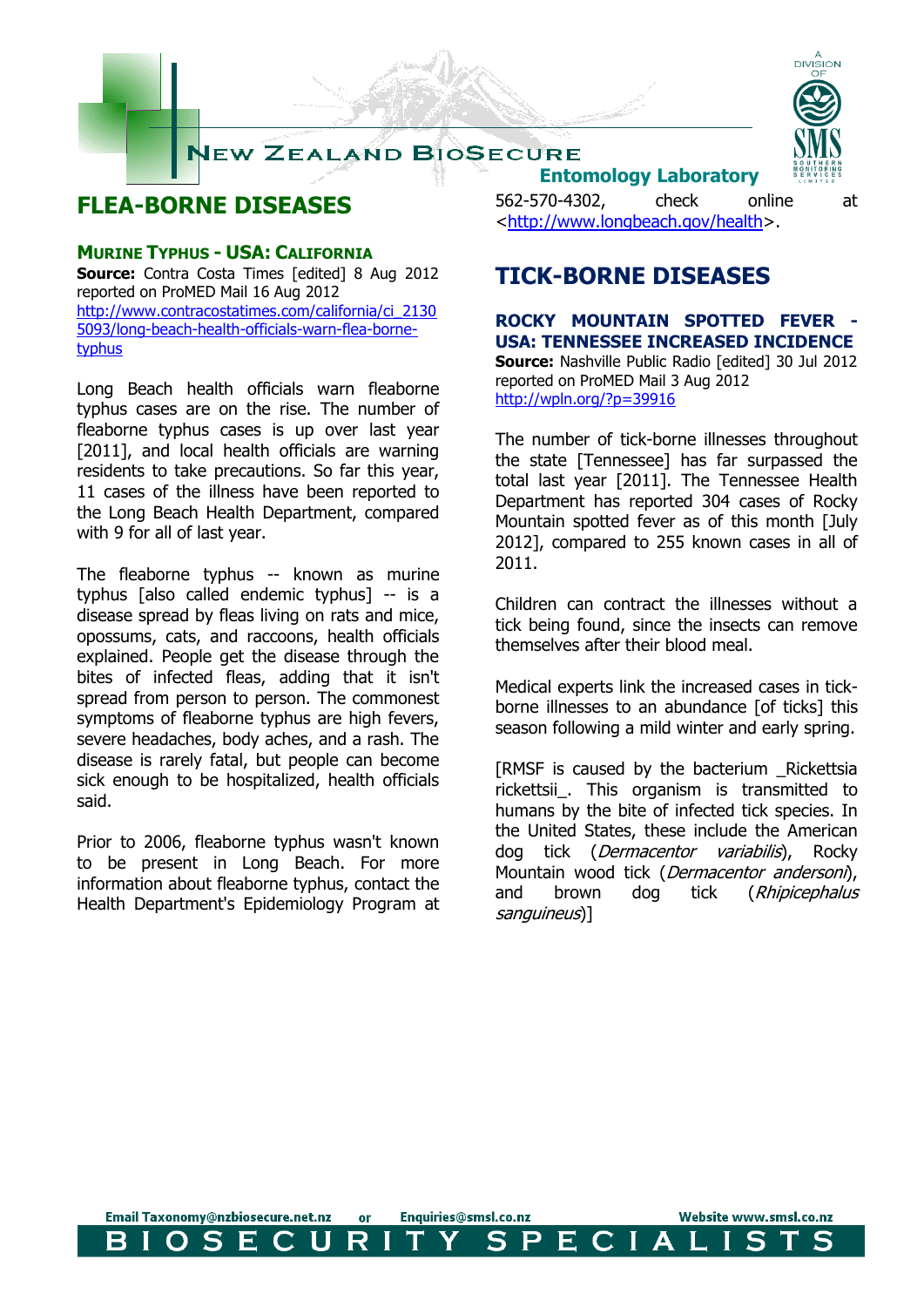# FLEA-BORNE DISEASES

## MURINE TYPHUS - USA: CALIFORNIA

**Source:** Contra Costa Times [edited] 8 Aug 2012 reported on ProMED Mail 16 Aug 2012
http://www.contracostatimes.com/california/ci_21305093/long-beach-health-officials-warn-flea-borne-typhus

Long Beach health officials warn fleaborne typhus cases are on the rise. The number of fleaborne typhus cases is up over last year [2011], and local health officials are warning residents to take precautions. So far this year, 11 cases of the illness have been reported to the Long Beach Health Department, compared with 9 for all of last year.

The fleaborne typhus -- known as murine typhus [also called endemic typhus] -- is a disease spread by fleas living on rats and mice, opossums, cats, and raccoons, health officials explained. People get the disease through the bites of infected fleas, adding that it isn't spread from person to person. The commonest symptoms of fleaborne typhus are high fevers, severe headaches, body aches, and a rash. The disease is rarely fatal, but people can become sick enough to be hospitalized, health officials said.

Prior to 2006, fleaborne typhus wasn't known to be present in Long Beach. For more information about fleaborne typhus, contact the Health Department's Epidemiology Program at 562-570-4302, check online at <http://www.longbeach.gov/health>.

# TICK-BORNE DISEASES

## ROCKY MOUNTAIN SPOTTED FEVER - USA: TENNESSEE INCREASED INCIDENCE

**Source:** Nashville Public Radio [edited] 30 Jul 2012 reported on ProMED Mail 3 Aug 2012
http://wpln.org/?p=39916

The number of tick-borne illnesses throughout the state [Tennessee] has far surpassed the total last year [2011]. The Tennessee Health Department has reported 304 cases of Rocky Mountain spotted fever as of this month [July 2012], compared to 255 known cases in all of 2011.

Children can contract the illnesses without a tick being found, since the insects can remove themselves after their blood meal.

Medical experts link the increased cases in tick-borne illnesses to an abundance [of ticks] this season following a mild winter and early spring.

[RMSF is caused by the bacterium _Rickettsia rickettsii_. This organism is transmitted to humans by the bite of infected tick species. In the United States, these include the American dog tick (*Dermacentor variabilis*), Rocky Mountain wood tick (*Dermacentor andersoni*), and brown dog tick (*Rhipicephalus sanguineus*)]